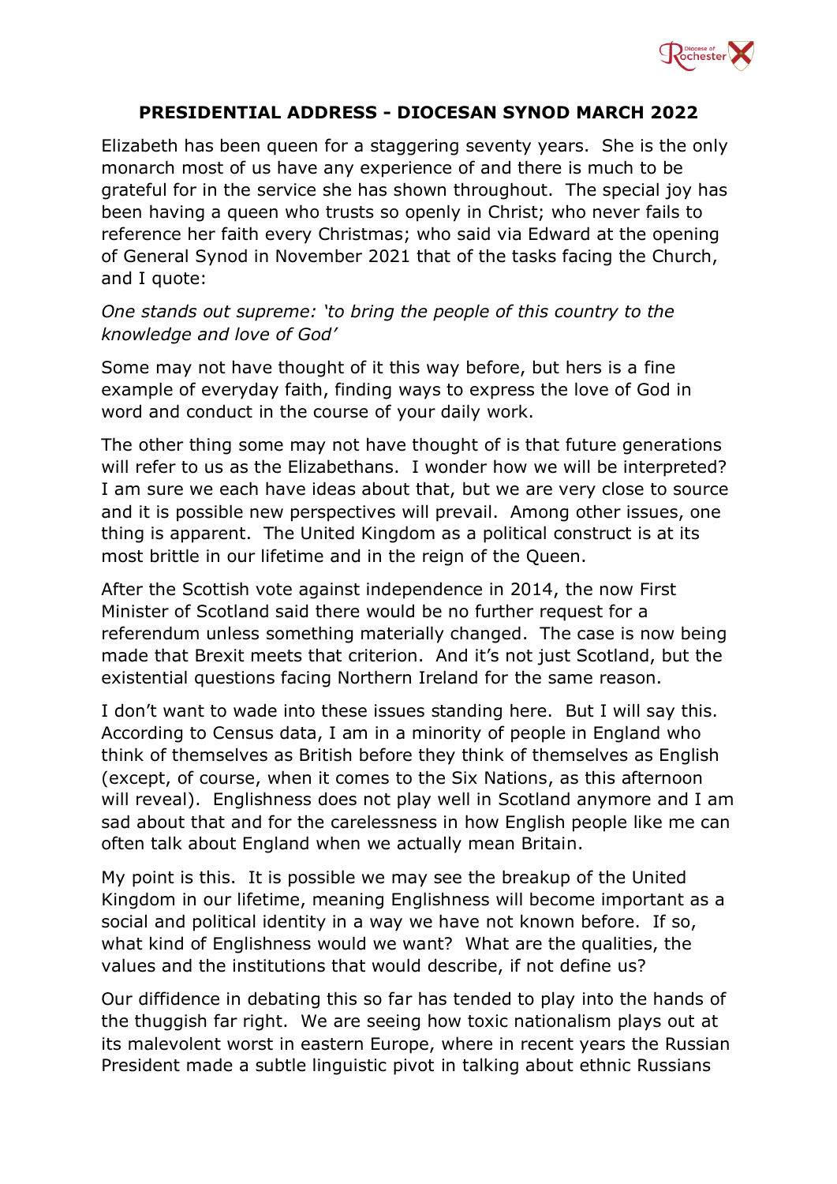**PRESIDENTIAL ADDRESS - DIOCESAN SYNOD MARCH 2022**

Elizabeth has been queen for a staggering seventy years. She is the only monarch most of us have any experience of and there is much to be grateful for in the service she has shown throughout. The special joy has been having a queen who trusts so openly in Christ; who never fails to reference her faith every Christmas; who said via Edward at the opening of General Synod in November 2021 that of the tasks facing the Church, and I quote:

*One stands out supreme: 'to bring the people of this country to the knowledge and love of God'*

Some may not have thought of it this way before, but hers is a fine example of everyday faith, finding ways to express the love of God in word and conduct in the course of your daily work.

The other thing some may not have thought of is that future generations will refer to us as the Elizabethans. I wonder how we will be interpreted? I am sure we each have ideas about that, but we are very close to source and it is possible new perspectives will prevail. Among other issues, one thing is apparent. The United Kingdom as a political construct is at its most brittle in our lifetime and in the reign of the Queen.

After the Scottish vote against independence in 2014, the now First Minister of Scotland said there would be no further request for a referendum unless something materially changed. The case is now being made that Brexit meets that criterion. And it's not just Scotland, but the existential questions facing Northern Ireland for the same reason.

I don't want to wade into these issues standing here. But I will say this. According to Census data, I am in a minority of people in England who think of themselves as British before they think of themselves as English (except, of course, when it comes to the Six Nations, as this afternoon will reveal). Englishness does not play well in Scotland anymore and I am sad about that and for the carelessness in how English people like me can often talk about England when we actually mean Britain.

My point is this. It is possible we may see the breakup of the United Kingdom in our lifetime, meaning Englishness will become important as a social and political identity in a way we have not known before. If so, what kind of Englishness would we want? What are the qualities, the values and the institutions that would describe, if not define us?

Our diffidence in debating this so far has tended to play into the hands of the thuggish far right. We are seeing how toxic nationalism plays out at its malevolent worst in eastern Europe, where in recent years the Russian President made a subtle linguistic pivot in talking about ethnic Russians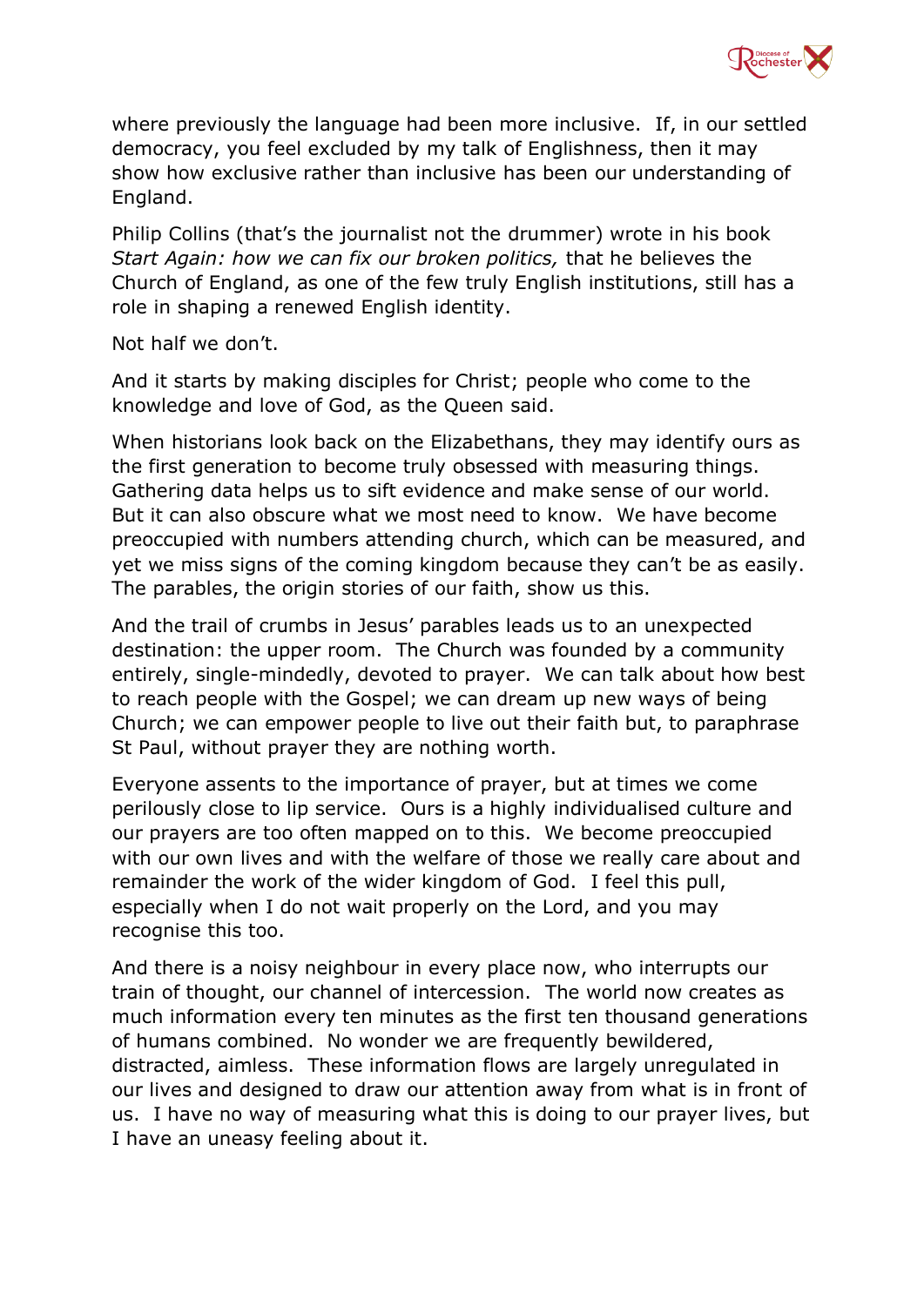where previously the language had been more inclusive. If, in our settled democracy, you feel excluded by my talk of Englishness, then it may show how exclusive rather than inclusive has been our understanding of England.

Philip Collins (that's the journalist not the drummer) wrote in his book *Start Again: how we can fix our broken politics,* that he believes the Church of England, as one of the few truly English institutions, still has a role in shaping a renewed English identity.

Not half we don't.

And it starts by making disciples for Christ; people who come to the knowledge and love of God, as the Queen said.

When historians look back on the Elizabethans, they may identify ours as the first generation to become truly obsessed with measuring things. Gathering data helps us to sift evidence and make sense of our world. But it can also obscure what we most need to know. We have become preoccupied with numbers attending church, which can be measured, and yet we miss signs of the coming kingdom because they can't be as easily. The parables, the origin stories of our faith, show us this.

And the trail of crumbs in Jesus' parables leads us to an unexpected destination: the upper room. The Church was founded by a community entirely, single-mindedly, devoted to prayer. We can talk about how best to reach people with the Gospel; we can dream up new ways of being Church; we can empower people to live out their faith but, to paraphrase St Paul, without prayer they are nothing worth.

Everyone assents to the importance of prayer, but at times we come perilously close to lip service. Ours is a highly individualised culture and our prayers are too often mapped on to this. We become preoccupied with our own lives and with the welfare of those we really care about and remainder the work of the wider kingdom of God. I feel this pull, especially when I do not wait properly on the Lord, and you may recognise this too.

And there is a noisy neighbour in every place now, who interrupts our train of thought, our channel of intercession. The world now creates as much information every ten minutes as the first ten thousand generations of humans combined. No wonder we are frequently bewildered, distracted, aimless. These information flows are largely unregulated in our lives and designed to draw our attention away from what is in front of us. I have no way of measuring what this is doing to our prayer lives, but I have an uneasy feeling about it.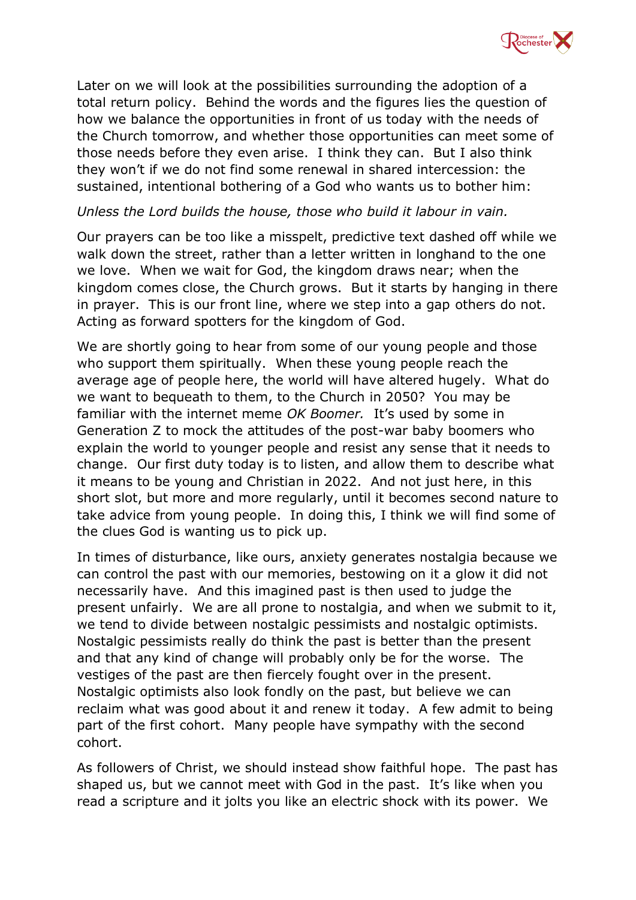Later on we will look at the possibilities surrounding the adoption of a total return policy. Behind the words and the figures lies the question of how we balance the opportunities in front of us today with the needs of the Church tomorrow, and whether those opportunities can meet some of those needs before they even arise. I think they can. But I also think they won't if we do not find some renewal in shared intercession: the sustained, intentional bothering of a God who wants us to bother him:

*Unless the Lord builds the house, those who build it labour in vain.*

Our prayers can be too like a misspelt, predictive text dashed off while we walk down the street, rather than a letter written in longhand to the one we love. When we wait for God, the kingdom draws near; when the kingdom comes close, the Church grows. But it starts by hanging in there in prayer. This is our front line, where we step into a gap others do not. Acting as forward spotters for the kingdom of God.

We are shortly going to hear from some of our young people and those who support them spiritually. When these young people reach the average age of people here, the world will have altered hugely. What do we want to bequeath to them, to the Church in 2050? You may be familiar with the internet meme *OK Boomer.* It's used by some in Generation Z to mock the attitudes of the post-war baby boomers who explain the world to younger people and resist any sense that it needs to change. Our first duty today is to listen, and allow them to describe what it means to be young and Christian in 2022. And not just here, in this short slot, but more and more regularly, until it becomes second nature to take advice from young people. In doing this, I think we will find some of the clues God is wanting us to pick up.

In times of disturbance, like ours, anxiety generates nostalgia because we can control the past with our memories, bestowing on it a glow it did not necessarily have. And this imagined past is then used to judge the present unfairly. We are all prone to nostalgia, and when we submit to it, we tend to divide between nostalgic pessimists and nostalgic optimists. Nostalgic pessimists really do think the past is better than the present and that any kind of change will probably only be for the worse. The vestiges of the past are then fiercely fought over in the present. Nostalgic optimists also look fondly on the past, but believe we can reclaim what was good about it and renew it today. A few admit to being part of the first cohort. Many people have sympathy with the second cohort.

As followers of Christ, we should instead show faithful hope. The past has shaped us, but we cannot meet with God in the past. It's like when you read a scripture and it jolts you like an electric shock with its power. We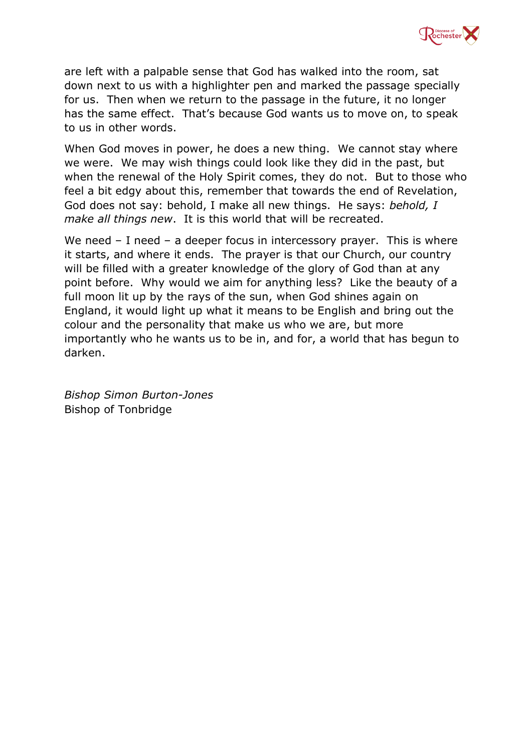are left with a palpable sense that God has walked into the room, sat down next to us with a highlighter pen and marked the passage specially for us. Then when we return to the passage in the future, it no longer has the same effect. That's because God wants us to move on, to speak to us in other words.

When God moves in power, he does a new thing. We cannot stay where we were. We may wish things could look like they did in the past, but when the renewal of the Holy Spirit comes, they do not. But to those who feel a bit edgy about this, remember that towards the end of Revelation, God does not say: behold, I make all new things. He says: *behold, I make all things new*. It is this world that will be recreated.

We need – I need – a deeper focus in intercessory prayer. This is where it starts, and where it ends. The prayer is that our Church, our country will be filled with a greater knowledge of the glory of God than at any point before. Why would we aim for anything less? Like the beauty of a full moon lit up by the rays of the sun, when God shines again on England, it would light up what it means to be English and bring out the colour and the personality that make us who we are, but more importantly who he wants us to be in, and for, a world that has begun to darken.

*Bishop Simon Burton-Jones*
Bishop of Tonbridge